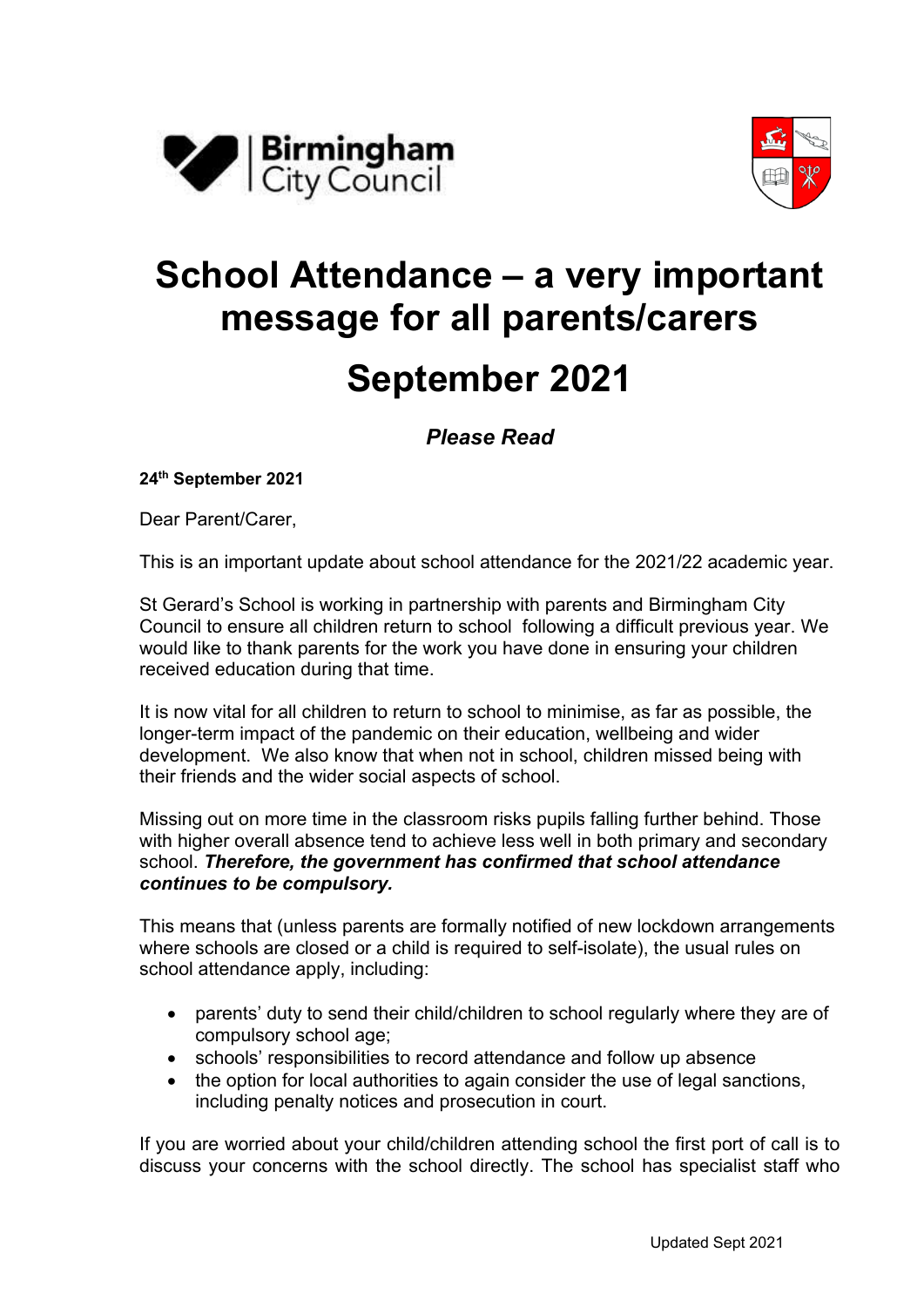Birmingham City Council

# School Attendance – a very important message for all parents/carers

# September 2021

***Please Read***

**24th September 2021**

Dear Parent/Carer,

This is an important update about school attendance for the 2021/22 academic year.

St Gerard's School is working in partnership with parents and Birmingham City Council to ensure all children return to school following a difficult previous year. We would like to thank parents for the work you have done in ensuring your children received education during that time.

It is now vital for all children to return to school to minimise, as far as possible, the longer-term impact of the pandemic on their education, wellbeing and wider development. We also know that when not in school, children missed being with their friends and the wider social aspects of school.

Missing out on more time in the classroom risks pupils falling further behind. Those with higher overall absence tend to achieve less well in both primary and secondary school. ***Therefore, the government has confirmed that school attendance continues to be compulsory.***

This means that (unless parents are formally notified of new lockdown arrangements where schools are closed or a child is required to self-isolate), the usual rules on school attendance apply, including:

- parents' duty to send their child/children to school regularly where they are of compulsory school age;
- schools' responsibilities to record attendance and follow up absence
- the option for local authorities to again consider the use of legal sanctions, including penalty notices and prosecution in court.

If you are worried about your child/children attending school the first port of call is to discuss your concerns with the school directly. The school has specialist staff who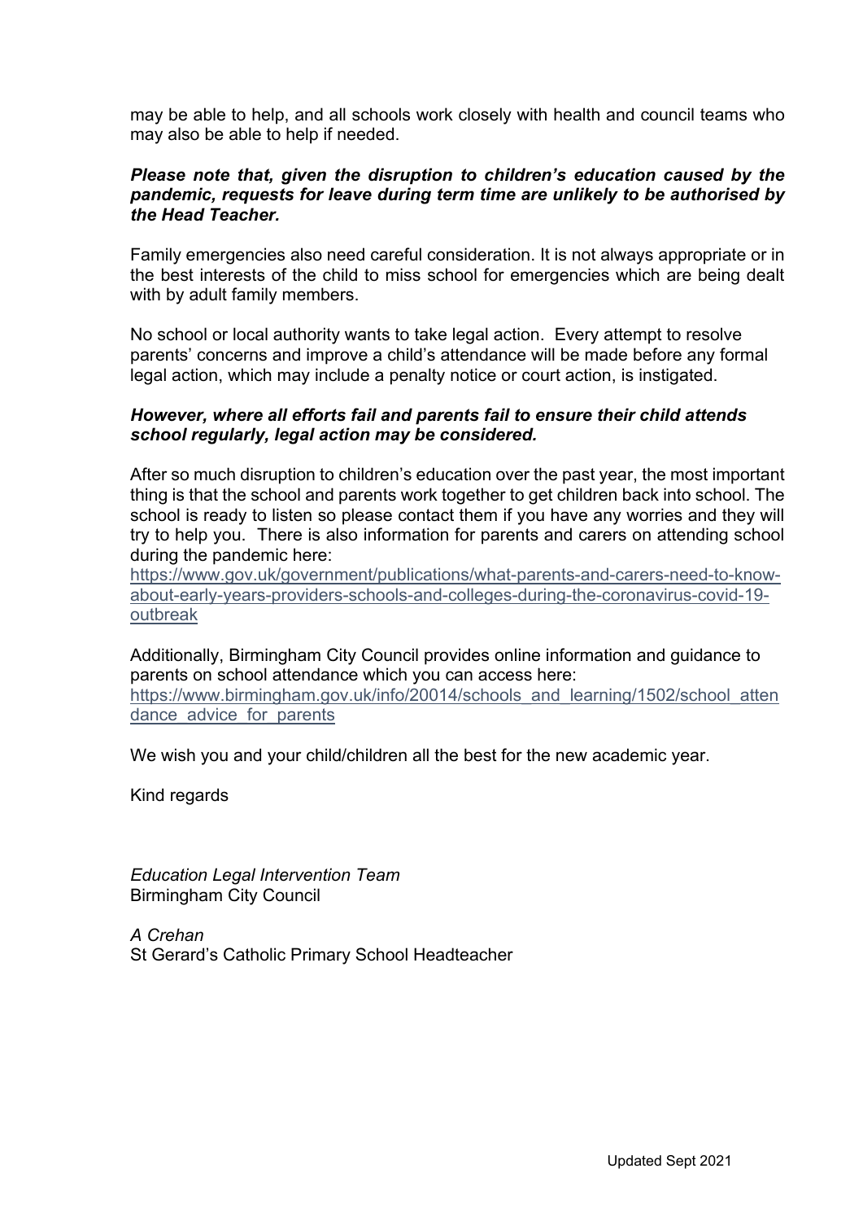may be able to help, and all schools work closely with health and council teams who may also be able to help if needed.

***Please note that, given the disruption to children's education caused by the pandemic, requests for leave during term time are unlikely to be authorised by the Head Teacher.***

Family emergencies also need careful consideration. It is not always appropriate or in the best interests of the child to miss school for emergencies which are being dealt with by adult family members.

No school or local authority wants to take legal action. Every attempt to resolve parents' concerns and improve a child's attendance will be made before any formal legal action, which may include a penalty notice or court action, is instigated.

***However, where all efforts fail and parents fail to ensure their child attends school regularly, legal action may be considered.***

After so much disruption to children's education over the past year, the most important thing is that the school and parents work together to get children back into school. The school is ready to listen so please contact them if you have any worries and they will try to help you. There is also information for parents and carers on attending school during the pandemic here:
[https://www.gov.uk/government/publications/what-parents-and-carers-need-to-know-about-early-years-providers-schools-and-colleges-during-the-coronavirus-covid-19-outbreak](https://www.gov.uk/government/publications/what-parents-and-carers-need-to-know-about-early-years-providers-schools-and-colleges-during-the-coronavirus-covid-19-outbreak)

Additionally, Birmingham City Council provides online information and guidance to parents on school attendance which you can access here:
[https://www.birmingham.gov.uk/info/20014/schools_and_learning/1502/school_attendance_advice_for_parents](https://www.birmingham.gov.uk/info/20014/schools_and_learning/1502/school_attendance_advice_for_parents)

We wish you and your child/children all the best for the new academic year.

Kind regards

*Education Legal Intervention Team*
Birmingham City Council

*A Crehan*
St Gerard's Catholic Primary School Headteacher

Updated Sept 2021